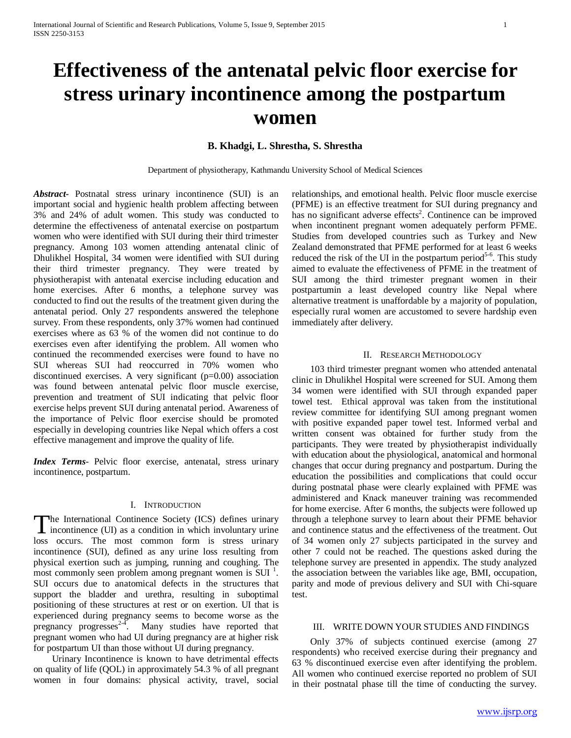# Effectiveness of the antenatal pelvic floor exercise for stress urinary incontinence among the postpartum women

**B. Khadgi, L. Shrestha, S. Shrestha**

Department of physiotherapy, Kathmandu University School of Medical Sciences

***Abstract-*** Postnatal stress urinary incontinence (SUI) is an important social and hygienic health problem affecting between 3% and 24% of adult women. This study was conducted to determine the effectiveness of antenatal exercise on postpartum women who were identified with SUI during their third trimester pregnancy. Among 103 women attending antenatal clinic of Dhulikhel Hospital, 34 women were identified with SUI during their third trimester pregnancy. They were treated by physiotherapist with antenatal exercise including education and home exercises. After 6 months, a telephone survey was conducted to find out the results of the treatment given during the antenatal period. Only 27 respondents answered the telephone survey. From these respondents, only 37% women had continued exercises where as 63 % of the women did not continue to do exercises even after identifying the problem. All women who continued the recommended exercises were found to have no SUI whereas SUI had reoccurred in 70% women who discontinued exercises. A very significant (p=0.00) association was found between antenatal pelvic floor muscle exercise, prevention and treatment of SUI indicating that pelvic floor exercise helps prevent SUI during antenatal period. Awareness of the importance of Pelvic floor exercise should be promoted especially in developing countries like Nepal which offers a cost effective management and improve the quality of life.

***Index Terms-*** Pelvic floor exercise, antenatal, stress urinary incontinence, postpartum.

## I. Introduction

The International Continence Society (ICS) defines urinary incontinence (UI) as a condition in which involuntary urine loss occurs. The most common form is stress urinary incontinence (SUI), defined as any urine loss resulting from physical exertion such as jumping, running and coughing. The most commonly seen problem among pregnant women is SUI [1]. SUI occurs due to anatomical defects in the structures that support the bladder and urethra, resulting in suboptimal positioning of these structures at rest or on exertion. UI that is experienced during pregnancy seems to become worse as the pregnancy progresses[2-4]. Many studies have reported that pregnant women who had UI during pregnancy are at higher risk for postpartum UI than those without UI during pregnancy.

Urinary Incontinence is known to have detrimental effects on quality of life (QOL) in approximately 54.3 % of all pregnant women in four domains: physical activity, travel, social relationships, and emotional health. Pelvic floor muscle exercise (PFME) is an effective treatment for SUI during pregnancy and has no significant adverse effects[2]. Continence can be improved when incontinent pregnant women adequately perform PFME. Studies from developed countries such as Turkey and New Zealand demonstrated that PFME performed for at least 6 weeks reduced the risk of the UI in the postpartum period[5-6]. This study aimed to evaluate the effectiveness of PFME in the treatment of SUI among the third trimester pregnant women in their postpartumin a least developed country like Nepal where alternative treatment is unaffordable by a majority of population, especially rural women are accustomed to severe hardship even immediately after delivery.

## II. Research Methodology

103 third trimester pregnant women who attended antenatal clinic in Dhulikhel Hospital were screened for SUI. Among them 34 women were identified with SUI through expanded paper towel test. Ethical approval was taken from the institutional review committee for identifying SUI among pregnant women with positive expanded paper towel test. Informed verbal and written consent was obtained for further study from the participants. They were treated by physiotherapist individually with education about the physiological, anatomical and hormonal changes that occur during pregnancy and postpartum. During the education the possibilities and complications that could occur during postnatal phase were clearly explained with PFME was administered and Knack maneuver training was recommended for home exercise. After 6 months, the subjects were followed up through a telephone survey to learn about their PFME behavior and continence status and the effectiveness of the treatment. Out of 34 women only 27 subjects participated in the survey and other 7 could not be reached. The questions asked during the telephone survey are presented in appendix. The study analyzed the association between the variables like age, BMI, occupation, parity and mode of previous delivery and SUI with Chi-square test.

## III. Write Down Your Studies and Findings

Only 37% of subjects continued exercise (among 27 respondents) who received exercise during their pregnancy and 63 % discontinued exercise even after identifying the problem. All women who continued exercise reported no problem of SUI in their postnatal phase till the time of conducting the survey.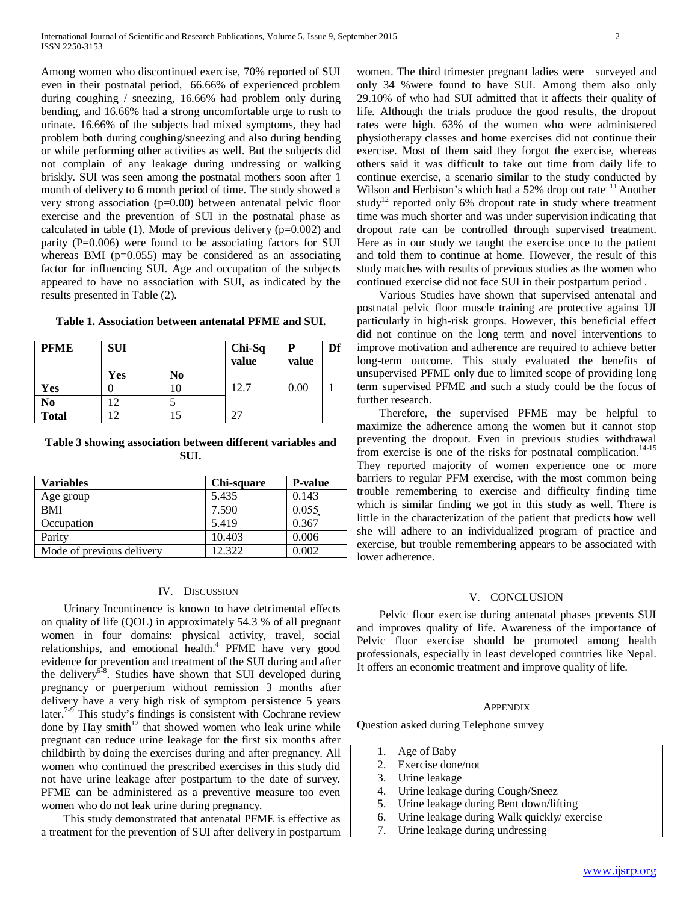Among women who discontinued exercise, 70% reported of SUI even in their postnatal period, 66.66% of experienced problem during coughing / sneezing, 16.66% had problem only during bending, and 16.66% had a strong uncomfortable urge to rush to urinate. 16.66% of the subjects had mixed symptoms, they had problem both during coughing/sneezing and also during bending or while performing other activities as well. But the subjects did not complain of any leakage during undressing or walking briskly. SUI was seen among the postnatal mothers soon after 1 month of delivery to 6 month period of time. The study showed a very strong association (p=0.00) between antenatal pelvic floor exercise and the prevention of SUI in the postnatal phase as calculated in table (1). Mode of previous delivery (p=0.002) and parity (P=0.006) were found to be associating factors for SUI whereas BMI (p=0.055) may be considered as an associating factor for influencing SUI. Age and occupation of the subjects appeared to have no association with SUI, as indicated by the results presented in Table (2).

**Table 1. Association between antenatal PFME and SUI.**

| PFME | SUI | | Chi-Sq value | P value | Df |
|---|---|---|---|---|---|
| | Yes | No | | | |
| Yes | 0 | 10 | 12.7 | 0.00 | 1 |
| No | 12 | 5 | | | |
| Total | 12 | 15 | 27 | | |

**Table 3 showing association between different variables and SUI.**

| Variables | Chi-square | P-value |
|---|---|---|
| Age group | 5.435 | 0.143 |
| BMI | 7.590 | 0.055 |
| Occupation | 5.419 | 0.367 |
| Parity | 10.403 | 0.006 |
| Mode of previous delivery | 12.322 | 0.002 |

## IV. Discussion

Urinary Incontinence is known to have detrimental effects on quality of life (QOL) in approximately 54.3 % of all pregnant women in four domains: physical activity, travel, social relationships, and emotional health.[4] PFME have very good evidence for prevention and treatment of the SUI during and after the delivery[6-8]. Studies have shown that SUI developed during pregnancy or puerperium without remission 3 months after delivery have a very high risk of symptom persistence 5 years later.[7-9] This study's findings is consistent with Cochrane review done by Hay smith[12] that showed women who leak urine while pregnant can reduce urine leakage for the first six months after childbirth by doing the exercises during and after pregnancy. All women who continued the prescribed exercises in this study did not have urine leakage after postpartum to the date of survey. PFME can be administered as a preventive measure too even women who do not leak urine during pregnancy.

This study demonstrated that antenatal PFME is effective as a treatment for the prevention of SUI after delivery in postpartum women. The third trimester pregnant ladies were surveyed and only 34 %were found to have SUI. Among them also only 29.10% of who had SUI admitted that it affects their quality of life. Although the trials produce the good results, the dropout rates were high. 63% of the women who were administered physiotherapy classes and home exercises did not continue their exercise. Most of them said they forgot the exercise, whereas others said it was difficult to take out time from daily life to continue exercise, a scenario similar to the study conducted by Wilson and Herbison's which had a 52% drop out rate.[11] Another study[12] reported only 6% dropout rate in study where treatment time was much shorter and was under supervision indicating that dropout rate can be controlled through supervised treatment. Here as in our study we taught the exercise once to the patient and told them to continue at home. However, the result of this study matches with results of previous studies as the women who continued exercise did not face SUI in their postpartum period .

Various Studies have shown that supervised antenatal and postnatal pelvic floor muscle training are protective against UI particularly in high-risk groups. However, this beneficial effect did not continue on the long term and novel interventions to improve motivation and adherence are required to achieve better long-term outcome. This study evaluated the benefits of unsupervised PFME only due to limited scope of providing long term supervised PFME and such a study could be the focus of further research.

Therefore, the supervised PFME may be helpful to maximize the adherence among the women but it cannot stop preventing the dropout. Even in previous studies withdrawal from exercise is one of the risks for postnatal complication.[14-15] They reported majority of women experience one or more barriers to regular PFM exercise, with the most common being trouble remembering to exercise and difficulty finding time which is similar finding we got in this study as well. There is little in the characterization of the patient that predicts how well she will adhere to an individualized program of practice and exercise, but trouble remembering appears to be associated with lower adherence.

## V. Conclusion

Pelvic floor exercise during antenatal phases prevents SUI and improves quality of life. Awareness of the importance of Pelvic floor exercise should be promoted among health professionals, especially in least developed countries like Nepal. It offers an economic treatment and improve quality of life.

## Appendix

Question asked during Telephone survey

1. Age of Baby
2. Exercise done/not
3. Urine leakage
4. Urine leakage during Cough/Sneez
5. Urine leakage during Bent down/lifting
6. Urine leakage during Walk quickly/ exercise
7. Urine leakage during undressing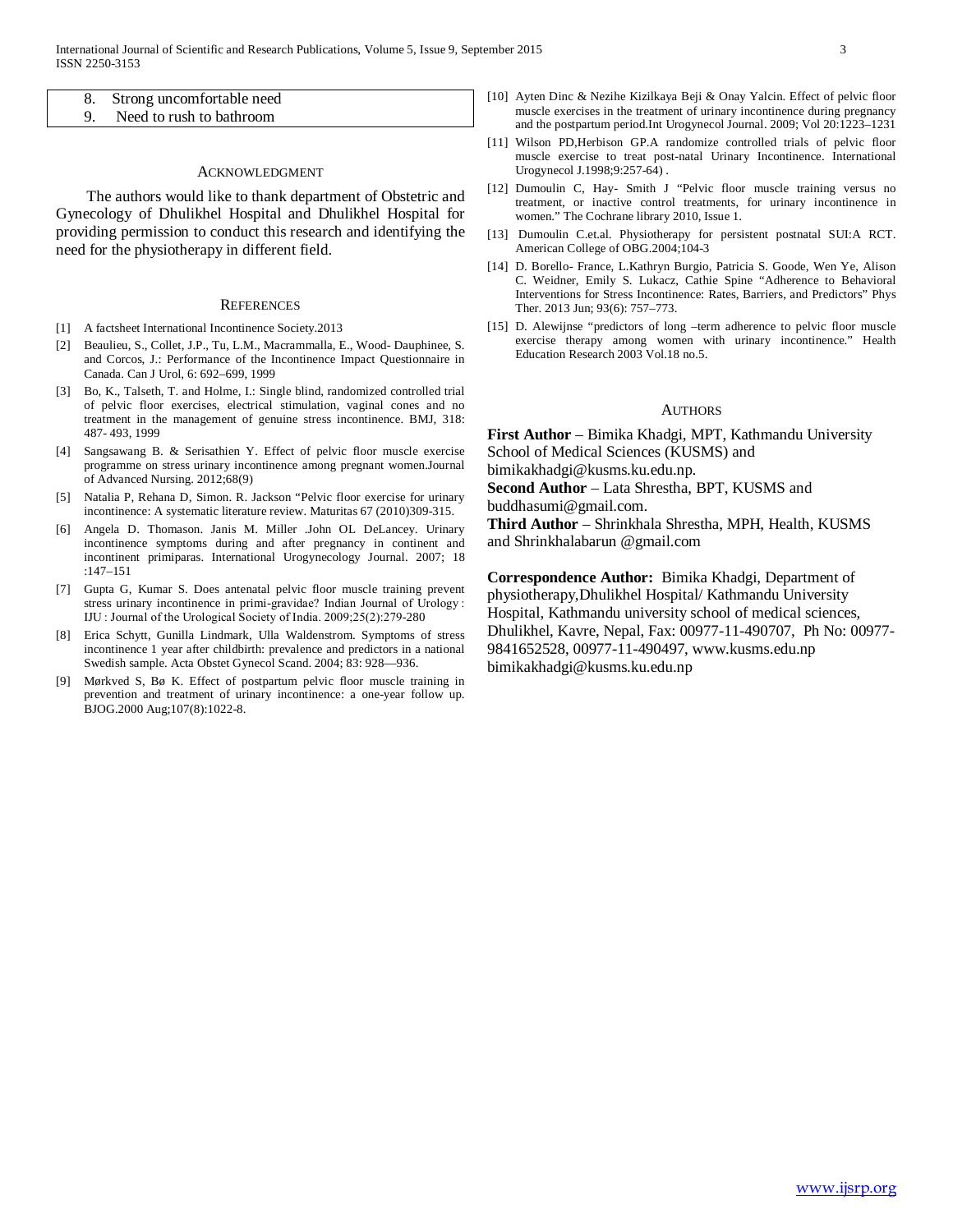8. Strong uncomfortable need
9. Need to rush to bathroom

## Acknowledgment

The authors would like to thank department of Obstetric and Gynecology of Dhulikhel Hospital and Dhulikhel Hospital for providing permission to conduct this research and identifying the need for the physiotherapy in different field.

## References

[1] A factsheet International Incontinence Society.2013

[2] Beaulieu, S., Collet, J.P., Tu, L.M., Macrammalla, E., Wood- Dauphinee, S. and Corcos, J.: Performance of the Incontinence Impact Questionnaire in Canada. Can J Urol, 6: 692–699, 1999

[3] Bo, K., Talseth, T. and Holme, I.: Single blind, randomized controlled trial of pelvic floor exercises, electrical stimulation, vaginal cones and no treatment in the management of genuine stress incontinence. BMJ, 318: 487- 493, 1999

[4] Sangsawang B. & Serisathien Y. Effect of pelvic floor muscle exercise programme on stress urinary incontinence among pregnant women.Journal of Advanced Nursing. 2012;68(9)

[5] Natalia P, Rehana D, Simon. R. Jackson "Pelvic floor exercise for urinary incontinence: A systematic literature review. Maturitas 67 (2010)309-315.

[6] Angela D. Thomason. Janis M. Miller .John OL DeLancey. Urinary incontinence symptoms during and after pregnancy in continent and incontinent primiparas. International Urogynecology Journal. 2007; 18 :147–151

[7] Gupta G, Kumar S. Does antenatal pelvic floor muscle training prevent stress urinary incontinence in primi-gravidae? Indian Journal of Urology : IJU : Journal of the Urological Society of India. 2009;25(2):279-280

[8] Erica Schytt, Gunilla Lindmark, Ulla Waldenstrom. Symptoms of stress incontinence 1 year after childbirth: prevalence and predictors in a national Swedish sample. Acta Obstet Gynecol Scand. 2004; 83: 928—936.

[9] Mørkved S, Bø K. Effect of postpartum pelvic floor muscle training in prevention and treatment of urinary incontinence: a one-year follow up. BJOG.2000 Aug;107(8):1022-8.

[10] Ayten Dinc & Nezihe Kizilkaya Beji & Onay Yalcin. Effect of pelvic floor muscle exercises in the treatment of urinary incontinence during pregnancy and the postpartum period.Int Urogynecol Journal. 2009; Vol 20:1223–1231

[11] Wilson PD,Herbison GP.A randomize controlled trials of pelvic floor muscle exercise to treat post-natal Urinary Incontinence. International Urogynecol J.1998;9:257-64) .

[12] Dumoulin C, Hay- Smith J "Pelvic floor muscle training versus no treatment, or inactive control treatments, for urinary incontinence in women." The Cochrane library 2010, Issue 1.

[13] Dumoulin C.et.al. Physiotherapy for persistent postnatal SUI:A RCT. American College of OBG.2004;104-3

[14] D. Borello- France, L.Kathryn Burgio, Patricia S. Goode, Wen Ye, Alison C. Weidner, Emily S. Lukacz, Cathie Spine "Adherence to Behavioral Interventions for Stress Incontinence: Rates, Barriers, and Predictors" Phys Ther. 2013 Jun; 93(6): 757–773.

[15] D. Alewijnse "predictors of long –term adherence to pelvic floor muscle exercise therapy among women with urinary incontinence." Health Education Research 2003 Vol.18 no.5.

## Authors

**First Author** – Bimika Khadgi, MPT, Kathmandu University School of Medical Sciences (KUSMS) and bimikakhadgi@kusms.ku.edu.np.

**Second Author** – Lata Shrestha, BPT, KUSMS and buddhasumi@gmail.com.

**Third Author** – Shrinkhala Shrestha, MPH, Health, KUSMS and Shrinkhalabarun @gmail.com

**Correspondence Author:** Bimika Khadgi, Department of physiotherapy,Dhulikhel Hospital/ Kathmandu University Hospital, Kathmandu university school of medical sciences, Dhulikhel, Kavre, Nepal, Fax: 00977-11-490707, Ph No: 00977-9841652528, 00977-11-490497, www.kusms.edu.np bimikakhadgi@kusms.ku.edu.np